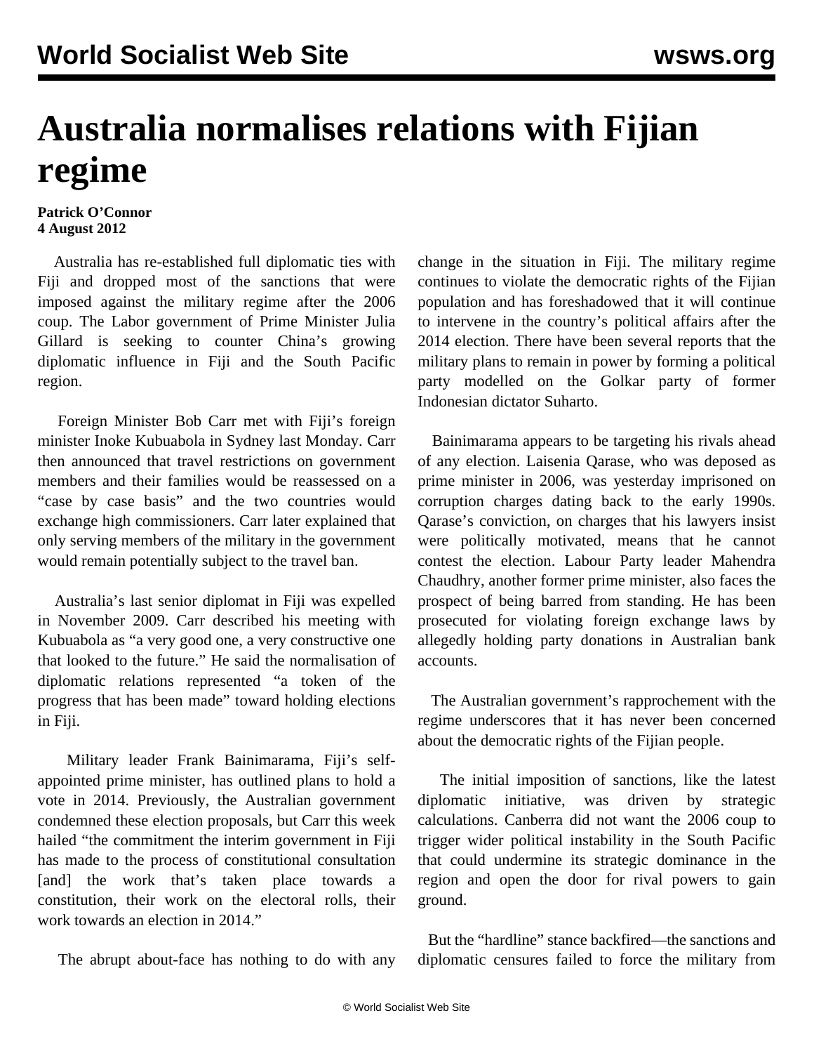# Australia normalises relations with Fijian regime

**Patrick O'Connor**
**4 August 2012**

Australia has re-established full diplomatic ties with Fiji and dropped most of the sanctions that were imposed against the military regime after the 2006 coup. The Labor government of Prime Minister Julia Gillard is seeking to counter China's growing diplomatic influence in Fiji and the South Pacific region.

Foreign Minister Bob Carr met with Fiji's foreign minister Inoke Kubuabola in Sydney last Monday. Carr then announced that travel restrictions on government members and their families would be reassessed on a "case by case basis" and the two countries would exchange high commissioners. Carr later explained that only serving members of the military in the government would remain potentially subject to the travel ban.

Australia's last senior diplomat in Fiji was expelled in November 2009. Carr described his meeting with Kubuabola as "a very good one, a very constructive one that looked to the future." He said the normalisation of diplomatic relations represented "a token of the progress that has been made" toward holding elections in Fiji.

Military leader Frank Bainimarama, Fiji's self-appointed prime minister, has outlined plans to hold a vote in 2014. Previously, the Australian government condemned these election proposals, but Carr this week hailed "the commitment the interim government in Fiji has made to the process of constitutional consultation [and] the work that's taken place towards a constitution, their work on the electoral rolls, their work towards an election in 2014."

The abrupt about-face has nothing to do with any change in the situation in Fiji. The military regime continues to violate the democratic rights of the Fijian population and has foreshadowed that it will continue to intervene in the country's political affairs after the 2014 election. There have been several reports that the military plans to remain in power by forming a political party modelled on the Golkar party of former Indonesian dictator Suharto.

Bainimarama appears to be targeting his rivals ahead of any election. Laisenia Qarase, who was deposed as prime minister in 2006, was yesterday imprisoned on corruption charges dating back to the early 1990s. Qarase's conviction, on charges that his lawyers insist were politically motivated, means that he cannot contest the election. Labour Party leader Mahendra Chaudhry, another former prime minister, also faces the prospect of being barred from standing. He has been prosecuted for violating foreign exchange laws by allegedly holding party donations in Australian bank accounts.

The Australian government's rapprochement with the regime underscores that it has never been concerned about the democratic rights of the Fijian people.

The initial imposition of sanctions, like the latest diplomatic initiative, was driven by strategic calculations. Canberra did not want the 2006 coup to trigger wider political instability in the South Pacific that could undermine its strategic dominance in the region and open the door for rival powers to gain ground.

But the "hardline" stance backfired—the sanctions and diplomatic censures failed to force the military from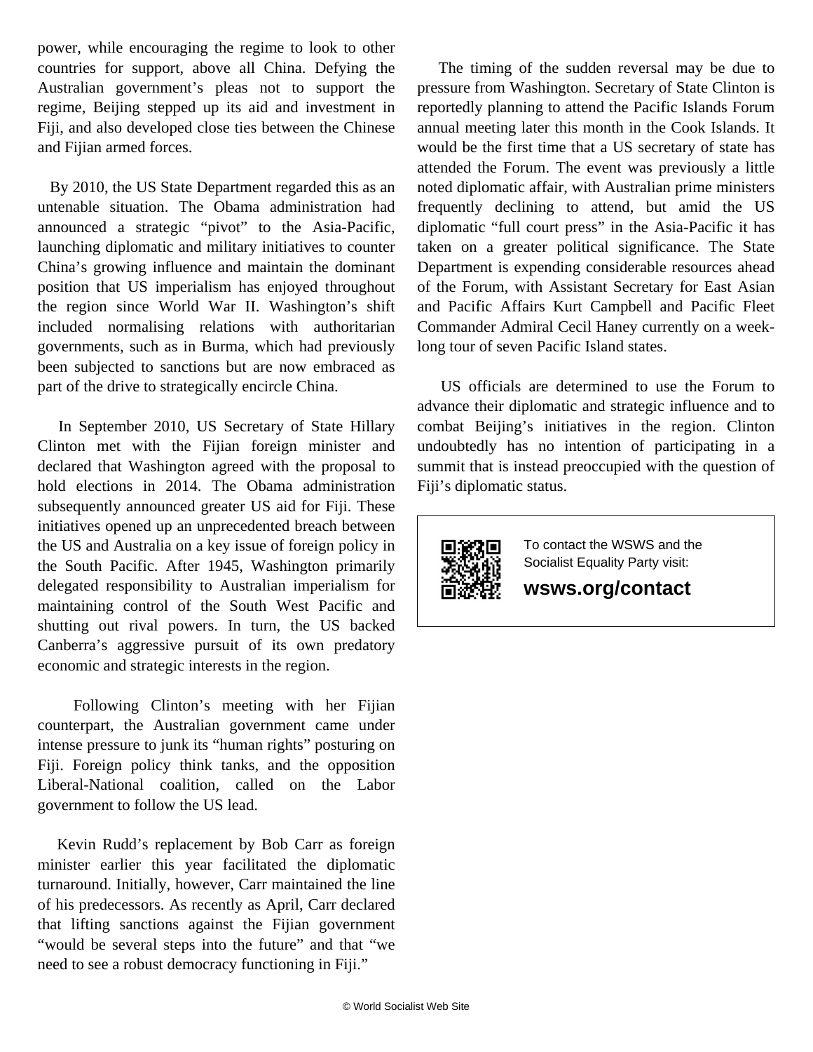power, while encouraging the regime to look to other countries for support, above all China. Defying the Australian government's pleas not to support the regime, Beijing stepped up its aid and investment in Fiji, and also developed close ties between the Chinese and Fijian armed forces.

By 2010, the US State Department regarded this as an untenable situation. The Obama administration had announced a strategic "pivot" to the Asia-Pacific, launching diplomatic and military initiatives to counter China's growing influence and maintain the dominant position that US imperialism has enjoyed throughout the region since World War II. Washington's shift included normalising relations with authoritarian governments, such as in Burma, which had previously been subjected to sanctions but are now embraced as part of the drive to strategically encircle China.

In September 2010, US Secretary of State Hillary Clinton met with the Fijian foreign minister and declared that Washington agreed with the proposal to hold elections in 2014. The Obama administration subsequently announced greater US aid for Fiji. These initiatives opened up an unprecedented breach between the US and Australia on a key issue of foreign policy in the South Pacific. After 1945, Washington primarily delegated responsibility to Australian imperialism for maintaining control of the South West Pacific and shutting out rival powers. In turn, the US backed Canberra's aggressive pursuit of its own predatory economic and strategic interests in the region.

Following Clinton's meeting with her Fijian counterpart, the Australian government came under intense pressure to junk its "human rights" posturing on Fiji. Foreign policy think tanks, and the opposition Liberal-National coalition, called on the Labor government to follow the US lead.

Kevin Rudd's replacement by Bob Carr as foreign minister earlier this year facilitated the diplomatic turnaround. Initially, however, Carr maintained the line of his predecessors. As recently as April, Carr declared that lifting sanctions against the Fijian government "would be several steps into the future" and that "we need to see a robust democracy functioning in Fiji."

The timing of the sudden reversal may be due to pressure from Washington. Secretary of State Clinton is reportedly planning to attend the Pacific Islands Forum annual meeting later this month in the Cook Islands. It would be the first time that a US secretary of state has attended the Forum. The event was previously a little noted diplomatic affair, with Australian prime ministers frequently declining to attend, but amid the US diplomatic "full court press" in the Asia-Pacific it has taken on a greater political significance. The State Department is expending considerable resources ahead of the Forum, with Assistant Secretary for East Asian and Pacific Affairs Kurt Campbell and Pacific Fleet Commander Admiral Cecil Haney currently on a week-long tour of seven Pacific Island states.

US officials are determined to use the Forum to advance their diplomatic and strategic influence and to combat Beijing's initiatives in the region. Clinton undoubtedly has no intention of participating in a summit that is instead preoccupied with the question of Fiji's diplomatic status.

To contact the WSWS and the Socialist Equality Party visit:

**wsws.org/contact**